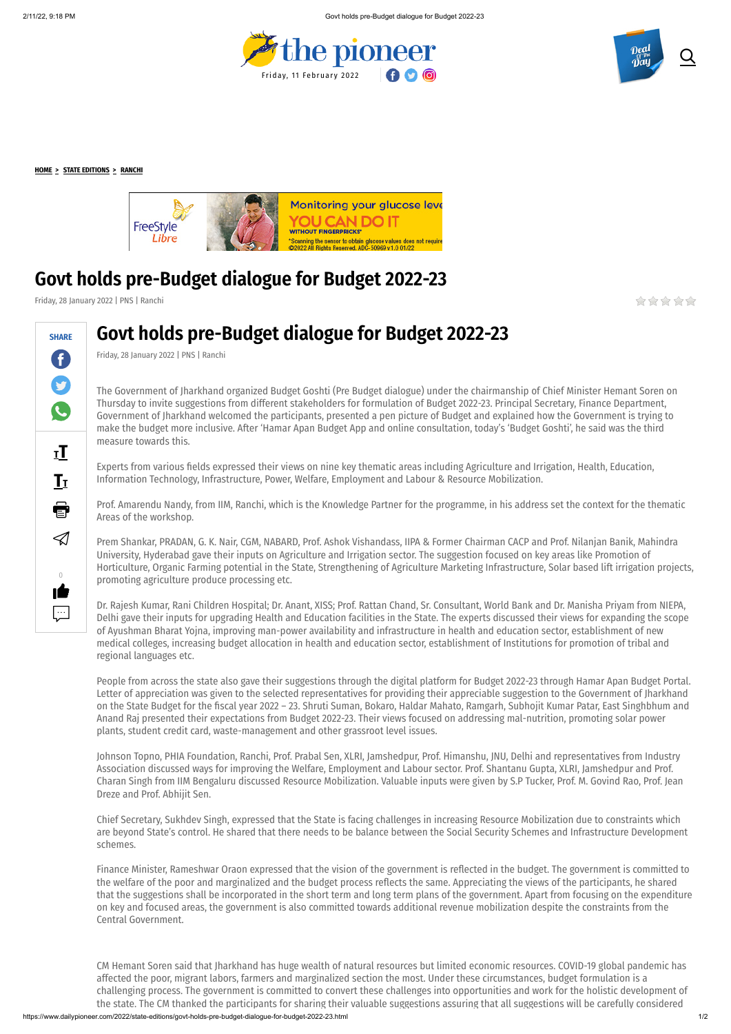HOME > STATE EDITIONS > RANCHI

# Govt holds pre-Budget dialogue for Budget 2022-23

Friday, 28 January 2022 | PNS | Ranchi

## Govt holds pre-Budget dialogue for Budget 2022-23

Friday, 28 January 2022 | PNS | Ranchi

The Government of Jharkhand organized Budget Goshti (Pre Budget dialogue) under the chairmanship of Chief Minister Hemant Soren on Thursday to invite suggestions from different stakeholders for formulation of Budget 2022-23. Principal Secretary, Finance Department, Government of Jharkhand welcomed the participants, presented a pen picture of Budget and explained how the Government is trying to make the budget more inclusive. After 'Hamar Apan Budget App and online consultation, today's 'Budget Goshti', he said was the third measure towards this.

Experts from various fields expressed their views on nine key thematic areas including Agriculture and Irrigation, Health, Education, Information Technology, Infrastructure, Power, Welfare, Employment and Labour & Resource Mobilization.

Prof. Amarendu Nandy, from IIM, Ranchi, which is the Knowledge Partner for the programme, in his address set the context for the thematic Areas of the workshop.

Prem Shankar, PRADAN, G. K. Nair, CGM, NABARD, Prof. Ashok Vishandass, IIPA & Former Chairman CACP and Prof. Nilanjan Banik, Mahindra University, Hyderabad gave their inputs on Agriculture and Irrigation sector. The suggestion focused on key areas like Promotion of Horticulture, Organic Farming potential in the State, Strengthening of Agriculture Marketing Infrastructure, Solar based lift irrigation projects, promoting agriculture produce processing etc.

Dr. Rajesh Kumar, Rani Children Hospital; Dr. Anant, XISS; Prof. Rattan Chand, Sr. Consultant, World Bank and Dr. Manisha Priyam from NIEPA, Delhi gave their inputs for upgrading Health and Education facilities in the State. The experts discussed their views for expanding the scope of Ayushman Bharat Yojna, improving man-power availability and infrastructure in health and education sector, establishment of new medical colleges, increasing budget allocation in health and education sector, establishment of Institutions for promotion of tribal and regional languages etc.

People from across the state also gave their suggestions through the digital platform for Budget 2022-23 through Hamar Apan Budget Portal. Letter of appreciation was given to the selected representatives for providing their appreciable suggestion to the Government of Jharkhand on the State Budget for the fiscal year 2022 – 23. Shruti Suman, Bokaro, Haldar Mahato, Ramgarh, Subhojit Kumar Patar, East Singhbhum and Anand Raj presented their expectations from Budget 2022-23. Their views focused on addressing mal-nutrition, promoting solar power plants, student credit card, waste-management and other grassroot level issues.

Johnson Topno, PHIA Foundation, Ranchi, Prof. Prabal Sen, XLRI, Jamshedpur, Prof. Himanshu, JNU, Delhi and representatives from Industry Association discussed ways for improving the Welfare, Employment and Labour sector. Prof. Shantanu Gupta, XLRI, Jamshedpur and Prof. Charan Singh from IIM Bengaluru discussed Resource Mobilization. Valuable inputs were given by S.P Tucker, Prof. M. Govind Rao, Prof. Jean Dreze and Prof. Abhijit Sen.

Chief Secretary, Sukhdev Singh, expressed that the State is facing challenges in increasing Resource Mobilization due to constraints which are beyond State's control. He shared that there needs to be balance between the Social Security Schemes and Infrastructure Development schemes.

Finance Minister, Rameshwar Oraon expressed that the vision of the government is reflected in the budget. The government is committed to the welfare of the poor and marginalized and the budget process reflects the same. Appreciating the views of the participants, he shared that the suggestions shall be incorporated in the short term and long term plans of the government. Apart from focusing on the expenditure on key and focused areas, the government is also committed towards additional revenue mobilization despite the constraints from the Central Government.

CM Hemant Soren said that Jharkhand has huge wealth of natural resources but limited economic resources. COVID-19 global pandemic has affected the poor, migrant labors, farmers and marginalized section the most. Under these circumstances, budget formulation is a challenging process. The government is committed to convert these challenges into opportunities and work for the holistic development of the state. The CM thanked the participants for sharing their valuable suggestions assuring that all suggestions will be carefully considered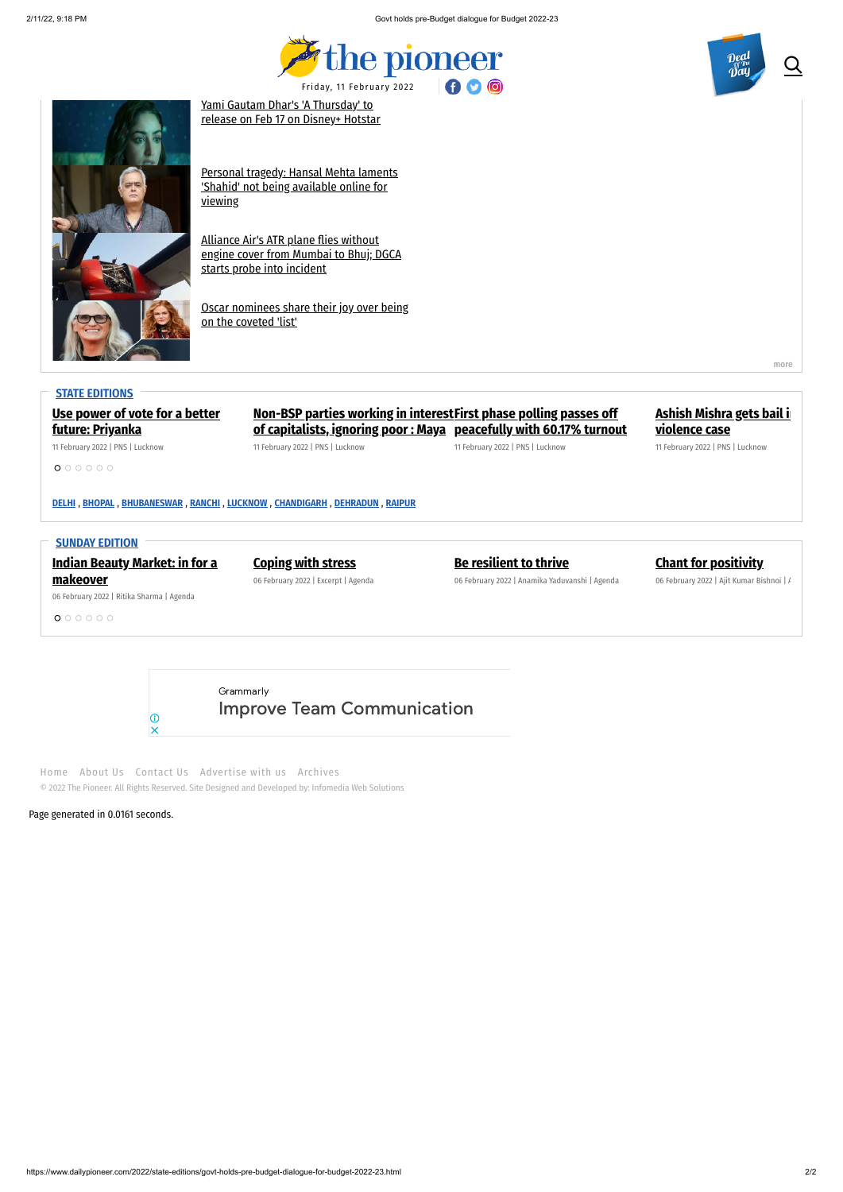Yami Gautam Dhar's 'A Thursday' to release on Feb 17 on Disney+ Hotstar

Personal tragedy: Hansal Mehta laments 'Shahid' not being available online for viewing

Alliance Air's ATR plane flies without engine cover from Mumbai to Bhuj; DGCA starts probe into incident

Oscar nominees share their joy over being on the coveted 'list'

more

## STATE EDITIONS

**Use power of vote for a better future: Priyanka**

11 February 2022 | PNS | Lucknow

**Non-BSP parties working in interest of capitalists, ignoring poor : Maya**

11 February 2022 | PNS | Lucknow

**First phase polling passes off peacefully with 60.17% turnout**

11 February 2022 | PNS | Lucknow

**Ashish Mishra gets bail i violence case**

11 February 2022 | PNS | Lucknow

DELHI , BHOPAL , BHUBANESWAR , RANCHI , LUCKNOW , CHANDIGARH , DEHRADUN , RAIPUR

## SUNDAY EDITION

**Indian Beauty Market: in for a makeover**

06 February 2022 | Ritika Sharma | Agenda

**Coping with stress**

06 February 2022 | Excerpt | Agenda

**Be resilient to thrive**

06 February 2022 | Anamika Yaduvanshi | Agenda

**Chant for positivity**

06 February 2022 | Ajit Kumar Bishnoi | A

Grammarly

Improve Team Communication

Home About Us Contact Us Advertise with us Archives

© 2022 The Pioneer. All Rights Reserved. Site Designed and Developed by: Infomedia Web Solutions

Page generated in 0.0161 seconds.